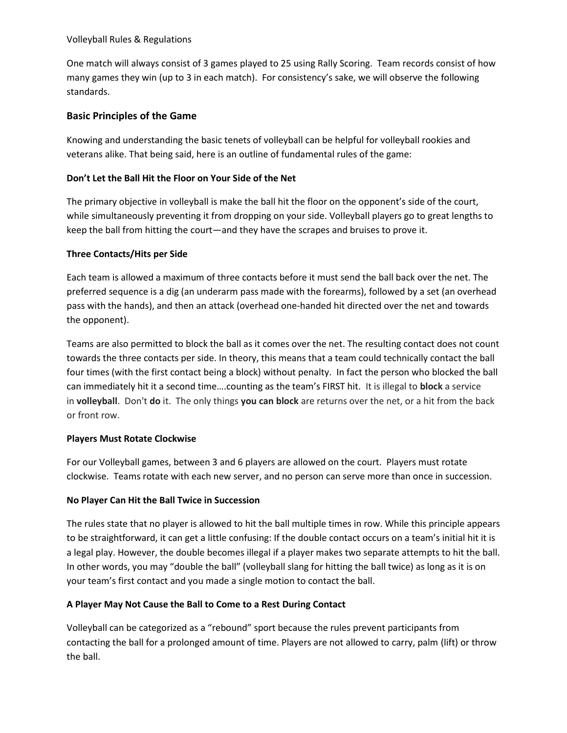Volleyball Rules & Regulations

One match will always consist of 3 games played to 25 using Rally Scoring. Team records consist of how many games they win (up to 3 in each match). For consistency's sake, we will observe the following standards.

## Basic Principles of the Game

Knowing and understanding the basic tenets of volleyball can be helpful for volleyball rookies and veterans alike. That being said, here is an outline of fundamental rules of the game:

### Don't Let the Ball Hit the Floor on Your Side of the Net

The primary objective in volleyball is make the ball hit the floor on the opponent's side of the court, while simultaneously preventing it from dropping on your side. Volleyball players go to great lengths to keep the ball from hitting the court—and they have the scrapes and bruises to prove it.

### Three Contacts/Hits per Side

Each team is allowed a maximum of three contacts before it must send the ball back over the net. The preferred sequence is a dig (an underarm pass made with the forearms), followed by a set (an overhead pass with the hands), and then an attack (overhead one-handed hit directed over the net and towards the opponent).

Teams are also permitted to block the ball as it comes over the net. The resulting contact does not count towards the three contacts per side. In theory, this means that a team could technically contact the ball four times (with the first contact being a block) without penalty. In fact the person who blocked the ball can immediately hit it a second time….counting as the team's FIRST hit. It is illegal to **block** a service in **volleyball**. Don't **do** it. The only things **you can block** are returns over the net, or a hit from the back or front row.

### Players Must Rotate Clockwise

For our Volleyball games, between 3 and 6 players are allowed on the court. Players must rotate clockwise. Teams rotate with each new server, and no person can serve more than once in succession.

### No Player Can Hit the Ball Twice in Succession

The rules state that no player is allowed to hit the ball multiple times in row. While this principle appears to be straightforward, it can get a little confusing: If the double contact occurs on a team's initial hit it is a legal play. However, the double becomes illegal if a player makes two separate attempts to hit the ball. In other words, you may "double the ball" (volleyball slang for hitting the ball twice) as long as it is on your team's first contact and you made a single motion to contact the ball.

### A Player May Not Cause the Ball to Come to a Rest During Contact

Volleyball can be categorized as a "rebound" sport because the rules prevent participants from contacting the ball for a prolonged amount of time. Players are not allowed to carry, palm (lift) or throw the ball.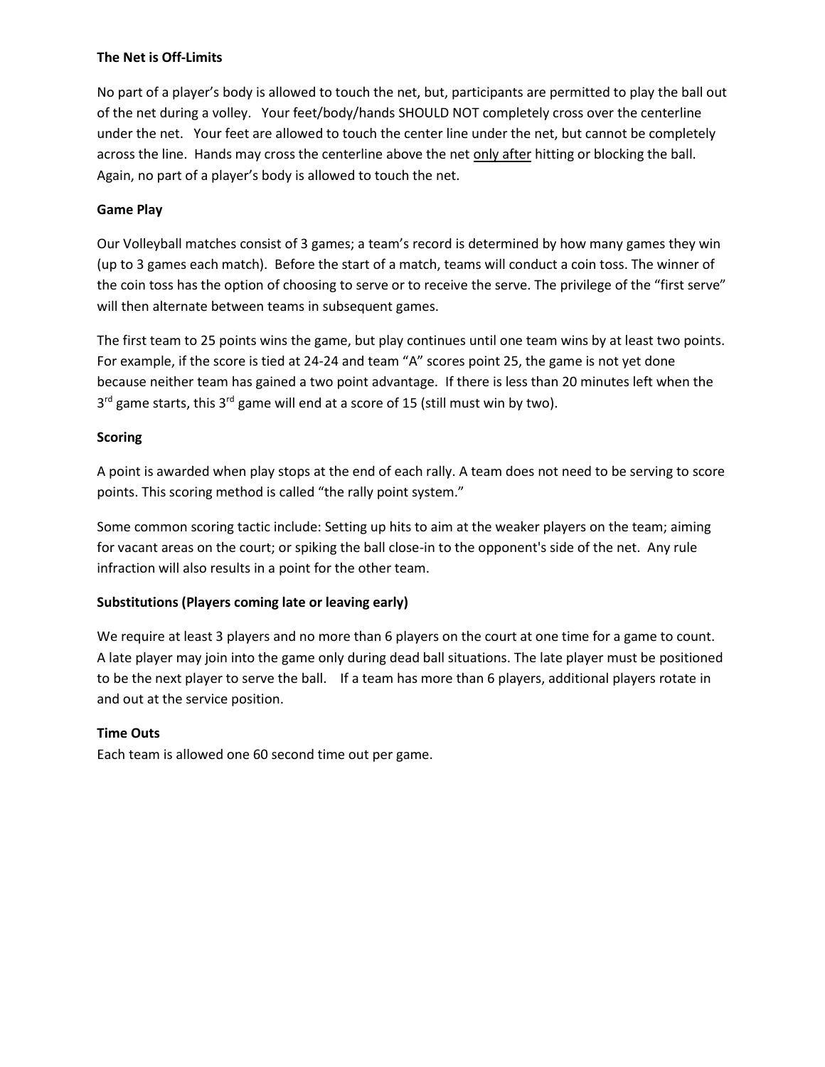**The Net is Off-Limits**

No part of a player's body is allowed to touch the net, but, participants are permitted to play the ball out of the net during a volley. Your feet/body/hands SHOULD NOT completely cross over the centerline under the net. Your feet are allowed to touch the center line under the net, but cannot be completely across the line. Hands may cross the centerline above the net <u>only after</u> hitting or blocking the ball. Again, no part of a player's body is allowed to touch the net.

**Game Play**

Our Volleyball matches consist of 3 games; a team's record is determined by how many games they win (up to 3 games each match). Before the start of a match, teams will conduct a coin toss. The winner of the coin toss has the option of choosing to serve or to receive the serve. The privilege of the "first serve" will then alternate between teams in subsequent games.

The first team to 25 points wins the game, but play continues until one team wins by at least two points. For example, if the score is tied at 24-24 and team "A" scores point 25, the game is not yet done because neither team has gained a two point advantage. If there is less than 20 minutes left when the 3rd game starts, this 3rd game will end at a score of 15 (still must win by two).

**Scoring**

A point is awarded when play stops at the end of each rally. A team does not need to be serving to score points. This scoring method is called "the rally point system."

Some common scoring tactic include: Setting up hits to aim at the weaker players on the team; aiming for vacant areas on the court; or spiking the ball close-in to the opponent's side of the net. Any rule infraction will also results in a point for the other team.

**Substitutions (Players coming late or leaving early)**

We require at least 3 players and no more than 6 players on the court at one time for a game to count. A late player may join into the game only during dead ball situations. The late player must be positioned to be the next player to serve the ball. If a team has more than 6 players, additional players rotate in and out at the service position.

**Time Outs**

Each team is allowed one 60 second time out per game.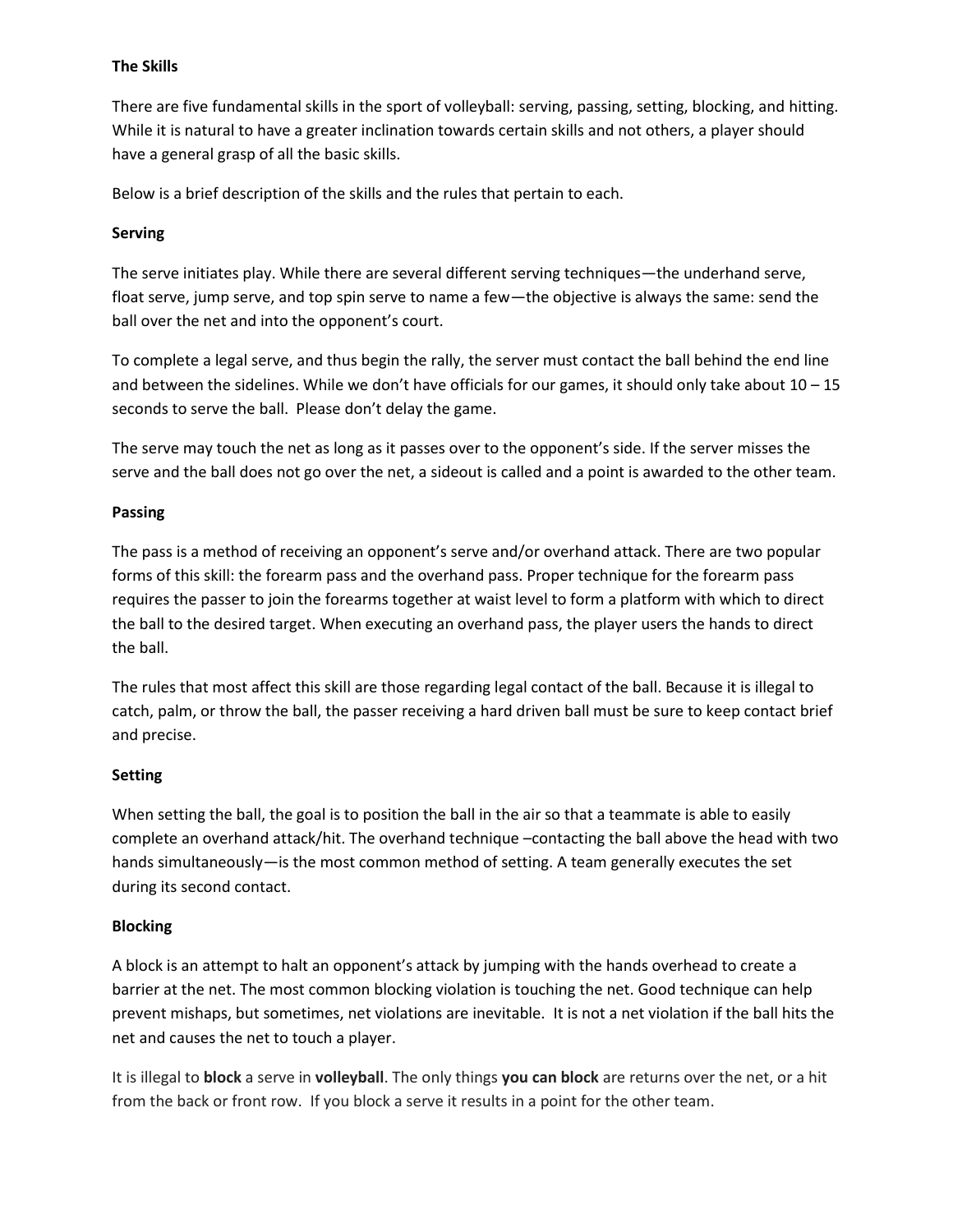**The Skills**

There are five fundamental skills in the sport of volleyball: serving, passing, setting, blocking, and hitting. While it is natural to have a greater inclination towards certain skills and not others, a player should have a general grasp of all the basic skills.

Below is a brief description of the skills and the rules that pertain to each.

**Serving**

The serve initiates play. While there are several different serving techniques—the underhand serve, float serve, jump serve, and top spin serve to name a few—the objective is always the same: send the ball over the net and into the opponent's court.

To complete a legal serve, and thus begin the rally, the server must contact the ball behind the end line and between the sidelines. While we don't have officials for our games, it should only take about 10 – 15 seconds to serve the ball. Please don't delay the game.

The serve may touch the net as long as it passes over to the opponent's side. If the server misses the serve and the ball does not go over the net, a sideout is called and a point is awarded to the other team.

**Passing**

The pass is a method of receiving an opponent's serve and/or overhand attack. There are two popular forms of this skill: the forearm pass and the overhand pass. Proper technique for the forearm pass requires the passer to join the forearms together at waist level to form a platform with which to direct the ball to the desired target. When executing an overhand pass, the player users the hands to direct the ball.

The rules that most affect this skill are those regarding legal contact of the ball. Because it is illegal to catch, palm, or throw the ball, the passer receiving a hard driven ball must be sure to keep contact brief and precise.

**Setting**

When setting the ball, the goal is to position the ball in the air so that a teammate is able to easily complete an overhand attack/hit. The overhand technique –contacting the ball above the head with two hands simultaneously—is the most common method of setting. A team generally executes the set during its second contact.

**Blocking**

A block is an attempt to halt an opponent's attack by jumping with the hands overhead to create a barrier at the net. The most common blocking violation is touching the net. Good technique can help prevent mishaps, but sometimes, net violations are inevitable. It is not a net violation if the ball hits the net and causes the net to touch a player.

It is illegal to **block** a serve in **volleyball**. The only things **you can block** are returns over the net, or a hit from the back or front row. If you block a serve it results in a point for the other team.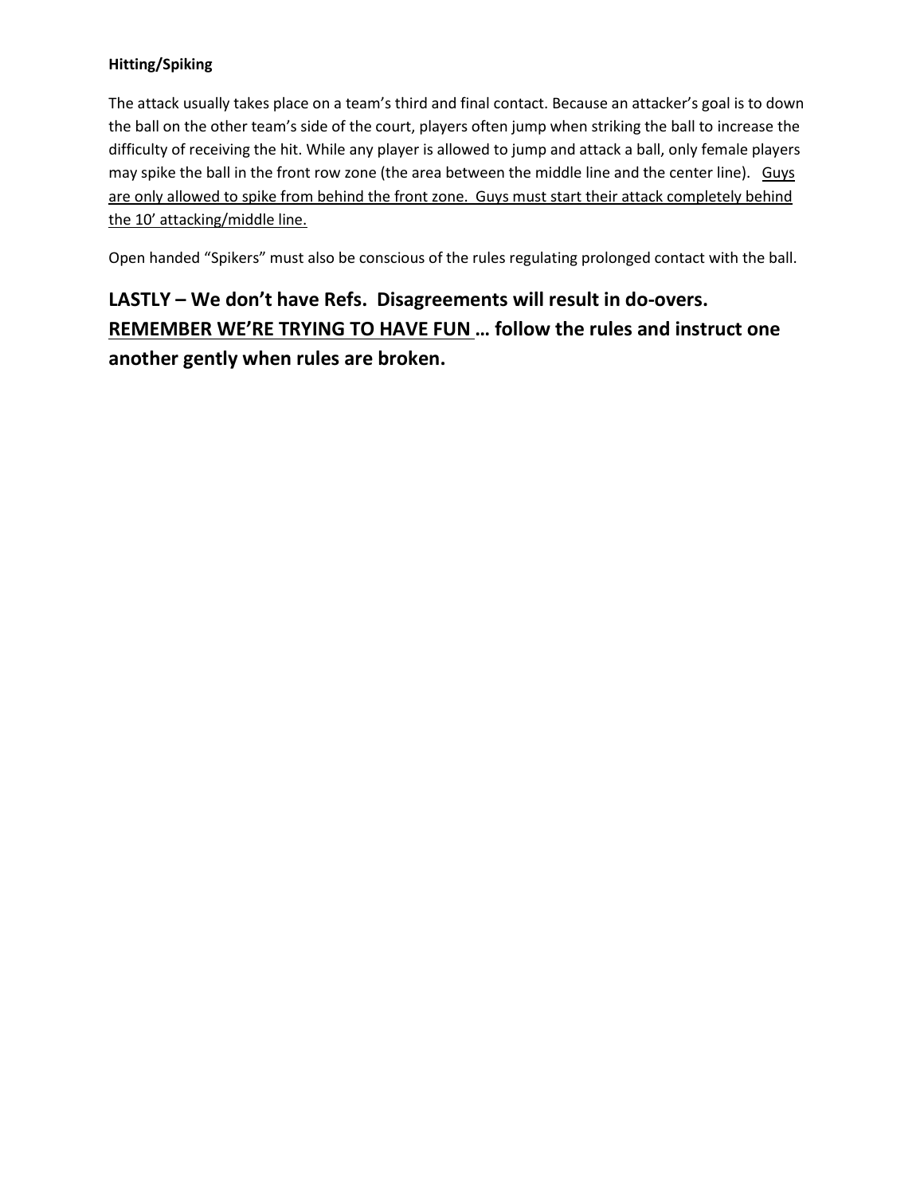**Hitting/Spiking**

The attack usually takes place on a team's third and final contact. Because an attacker's goal is to down the ball on the other team's side of the court, players often jump when striking the ball to increase the difficulty of receiving the hit. While any player is allowed to jump and attack a ball, only female players may spike the ball in the front row zone (the area between the middle line and the center line). <u>Guys are only allowed to spike from behind the front zone. Guys must start their attack completely behind the 10' attacking/middle line.</u>

Open handed "Spikers" must also be conscious of the rules regulating prolonged contact with the ball.

**LASTLY – We don't have Refs. Disagreements will result in do-overs. <u>REMEMBER WE'RE TRYING TO HAVE FUN</u> … follow the rules and instruct one another gently when rules are broken.**